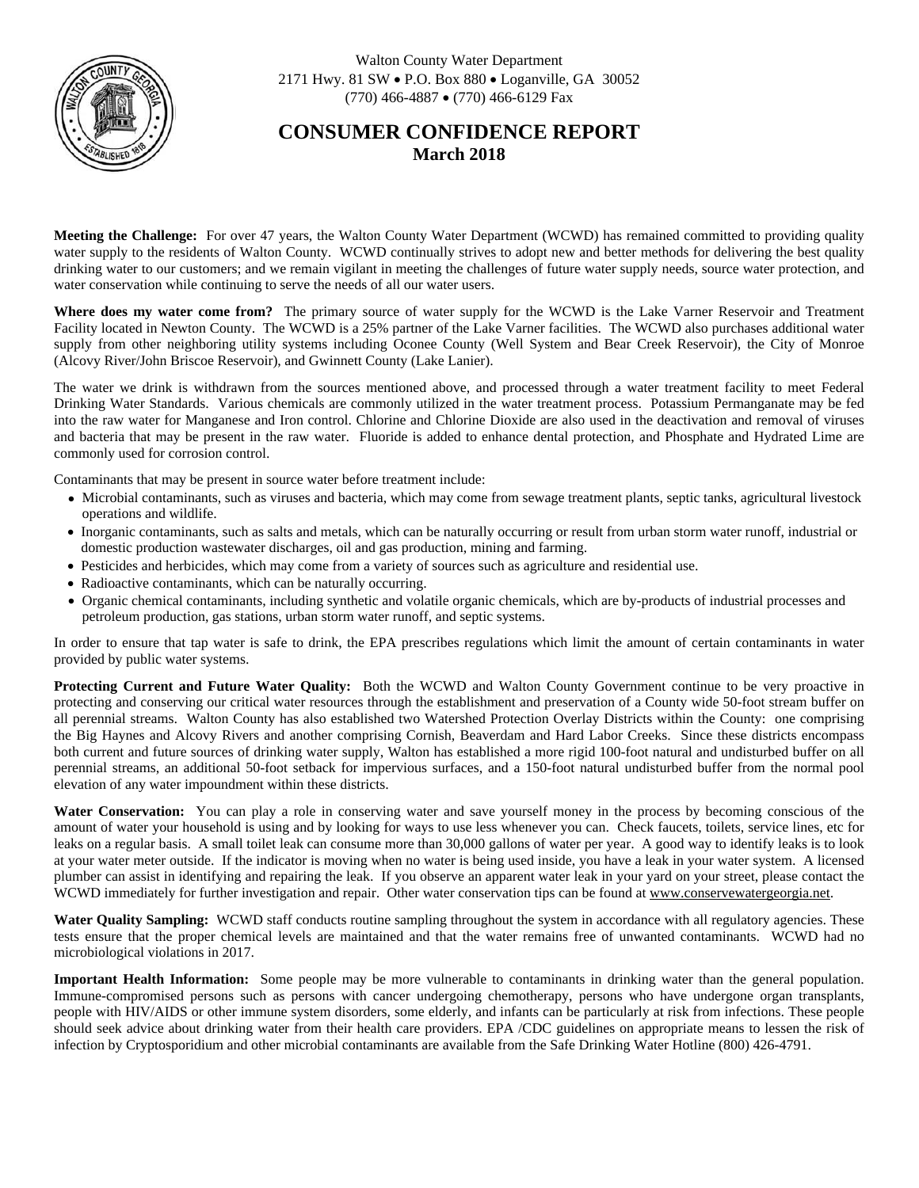Walton County Water Department
2171 Hwy. 81 SW • P.O. Box 880 • Loganville, GA 30052
(770) 466-4887 • (770) 466-6129 Fax

# CONSUMER CONFIDENCE REPORT

## March 2018

**Meeting the Challenge:** For over 47 years, the Walton County Water Department (WCWD) has remained committed to providing quality water supply to the residents of Walton County. WCWD continually strives to adopt new and better methods for delivering the best quality drinking water to our customers; and we remain vigilant in meeting the challenges of future water supply needs, source water protection, and water conservation while continuing to serve the needs of all our water users.

**Where does my water come from?** The primary source of water supply for the WCWD is the Lake Varner Reservoir and Treatment Facility located in Newton County. The WCWD is a 25% partner of the Lake Varner facilities. The WCWD also purchases additional water supply from other neighboring utility systems including Oconee County (Well System and Bear Creek Reservoir), the City of Monroe (Alcovy River/John Briscoe Reservoir), and Gwinnett County (Lake Lanier).

The water we drink is withdrawn from the sources mentioned above, and processed through a water treatment facility to meet Federal Drinking Water Standards. Various chemicals are commonly utilized in the water treatment process. Potassium Permanganate may be fed into the raw water for Manganese and Iron control. Chlorine and Chlorine Dioxide are also used in the deactivation and removal of viruses and bacteria that may be present in the raw water. Fluoride is added to enhance dental protection, and Phosphate and Hydrated Lime are commonly used for corrosion control.

Contaminants that may be present in source water before treatment include:

- Microbial contaminants, such as viruses and bacteria, which may come from sewage treatment plants, septic tanks, agricultural livestock operations and wildlife.
- Inorganic contaminants, such as salts and metals, which can be naturally occurring or result from urban storm water runoff, industrial or domestic production wastewater discharges, oil and gas production, mining and farming.
- Pesticides and herbicides, which may come from a variety of sources such as agriculture and residential use.
- Radioactive contaminants, which can be naturally occurring.
- Organic chemical contaminants, including synthetic and volatile organic chemicals, which are by-products of industrial processes and petroleum production, gas stations, urban storm water runoff, and septic systems.

In order to ensure that tap water is safe to drink, the EPA prescribes regulations which limit the amount of certain contaminants in water provided by public water systems.

**Protecting Current and Future Water Quality:** Both the WCWD and Walton County Government continue to be very proactive in protecting and conserving our critical water resources through the establishment and preservation of a County wide 50-foot stream buffer on all perennial streams. Walton County has also established two Watershed Protection Overlay Districts within the County: one comprising the Big Haynes and Alcovy Rivers and another comprising Cornish, Beaverdam and Hard Labor Creeks. Since these districts encompass both current and future sources of drinking water supply, Walton has established a more rigid 100-foot natural and undisturbed buffer on all perennial streams, an additional 50-foot setback for impervious surfaces, and a 150-foot natural undisturbed buffer from the normal pool elevation of any water impoundment within these districts.

**Water Conservation:** You can play a role in conserving water and save yourself money in the process by becoming conscious of the amount of water your household is using and by looking for ways to use less whenever you can. Check faucets, toilets, service lines, etc for leaks on a regular basis. A small toilet leak can consume more than 30,000 gallons of water per year. A good way to identify leaks is to look at your water meter outside. If the indicator is moving when no water is being used inside, you have a leak in your water system. A licensed plumber can assist in identifying and repairing the leak. If you observe an apparent water leak in your yard on your street, please contact the WCWD immediately for further investigation and repair. Other water conservation tips can be found at www.conservewatergeorgia.net.

**Water Quality Sampling:** WCWD staff conducts routine sampling throughout the system in accordance with all regulatory agencies. These tests ensure that the proper chemical levels are maintained and that the water remains free of unwanted contaminants. WCWD had no microbiological violations in 2017.

**Important Health Information:** Some people may be more vulnerable to contaminants in drinking water than the general population. Immune-compromised persons such as persons with cancer undergoing chemotherapy, persons who have undergone organ transplants, people with HIV/AIDS or other immune system disorders, some elderly, and infants can be particularly at risk from infections. These people should seek advice about drinking water from their health care providers. EPA /CDC guidelines on appropriate means to lessen the risk of infection by Cryptosporidium and other microbial contaminants are available from the Safe Drinking Water Hotline (800) 426-4791.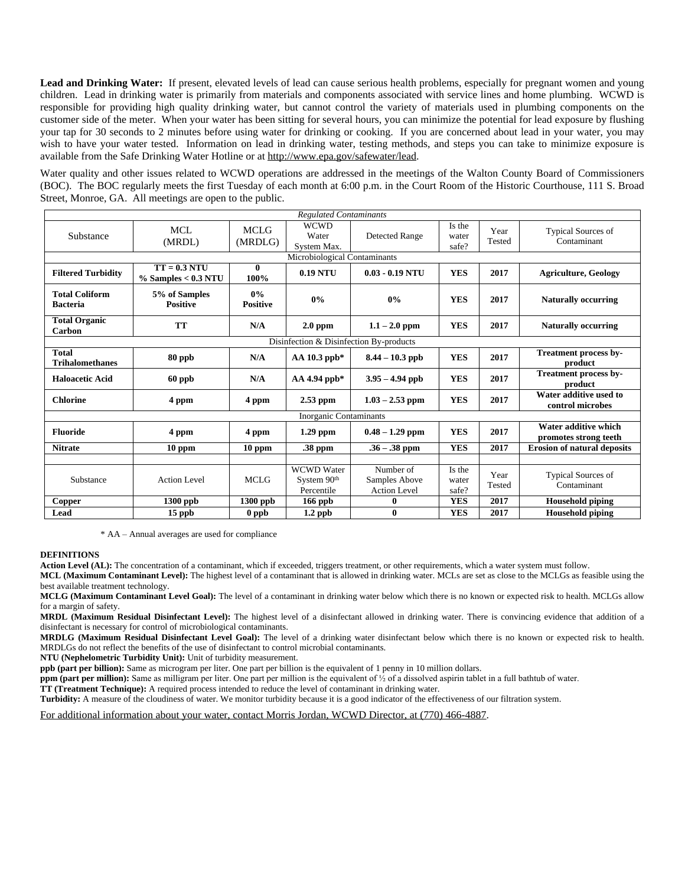**Lead and Drinking Water:** If present, elevated levels of lead can cause serious health problems, especially for pregnant women and young children. Lead in drinking water is primarily from materials and components associated with service lines and home plumbing. WCWD is responsible for providing high quality drinking water, but cannot control the variety of materials used in plumbing components on the customer side of the meter. When your water has been sitting for several hours, you can minimize the potential for lead exposure by flushing your tap for 30 seconds to 2 minutes before using water for drinking or cooking. If you are concerned about lead in your water, you may wish to have your water tested. Information on lead in drinking water, testing methods, and steps you can take to minimize exposure is available from the Safe Drinking Water Hotline or at http://www.epa.gov/safewater/lead.

Water quality and other issues related to WCWD operations are addressed in the meetings of the Walton County Board of Commissioners (BOC). The BOC regularly meets the first Tuesday of each month at 6:00 p.m. in the Court Room of the Historic Courthouse, 111 S. Broad Street, Monroe, GA. All meetings are open to the public.

| *Regulated Contaminants* | | | | | | | |
|---|---|---|---|---|---|---|---|
| Substance | MCL (MRDL) | MCLG (MRDLG) | WCWD Water System Max. | Detected Range | Is the water safe? | Year Tested | Typical Sources of Contaminant |
| Microbiological Contaminants | | | | | | | |
| **Filtered Turbidity** | **TT = 0.3 NTU % Samples < 0.3 NTU** | **0 100%** | **0.19 NTU** | **0.03 - 0.19 NTU** | **YES** | **2017** | **Agriculture, Geology** |
| **Total Coliform Bacteria** | **5% of Samples Positive** | **0% Positive** | **0%** | **0%** | **YES** | **2017** | **Naturally occurring** |
| **Total Organic Carbon** | **TT** | **N/A** | **2.0 ppm** | **1.1 – 2.0 ppm** | **YES** | **2017** | **Naturally occurring** |
| Disinfection & Disinfection By-products | | | | | | | |
| **Total Trihalomethanes** | **80 ppb** | **N/A** | **AA 10.3 ppb*** | **8.44 – 10.3 ppb** | **YES** | **2017** | **Treatment process by-product** |
| **Haloacetic Acid** | **60 ppb** | **N/A** | **AA 4.94 ppb*** | **3.95 – 4.94 ppb** | **YES** | **2017** | **Treatment process by-product** |
| **Chlorine** | **4 ppm** | **4 ppm** | **2.53 ppm** | **1.03 – 2.53 ppm** | **YES** | **2017** | **Water additive used to control microbes** |
| Inorganic Contaminants | | | | | | | |
| **Fluoride** | **4 ppm** | **4 ppm** | **1.29 ppm** | **0.48 – 1.29 ppm** | **YES** | **2017** | **Water additive which promotes strong teeth** |
| **Nitrate** | **10 ppm** | **10 ppm** | **.38 ppm** | **.36 – .38 ppm** | **YES** | **2017** | **Erosion of natural deposits** |
| | | | | | | | |
| Substance | Action Level | MCLG | WCWD Water System 90th Percentile | Number of Samples Above Action Level | Is the water safe? | Year Tested | Typical Sources of Contaminant |
| **Copper** | **1300 ppb** | **1300 ppb** | **166 ppb** | **0** | **YES** | **2017** | **Household piping** |
| **Lead** | **15 ppb** | **0 ppb** | **1.2 ppb** | **0** | **YES** | **2017** | **Household piping** |

* AA – Annual averages are used for compliance

**DEFINITIONS**

**Action Level (AL):** The concentration of a contaminant, which if exceeded, triggers treatment, or other requirements, which a water system must follow.

**MCL (Maximum Contaminant Level):** The highest level of a contaminant that is allowed in drinking water. MCLs are set as close to the MCLGs as feasible using the best available treatment technology.

**MCLG (Maximum Contaminant Level Goal):** The level of a contaminant in drinking water below which there is no known or expected risk to health. MCLGs allow for a margin of safety.

**MRDL (Maximum Residual Disinfectant Level):** The highest level of a disinfectant allowed in drinking water. There is convincing evidence that addition of a disinfectant is necessary for control of microbiological contaminants.

**MRDLG (Maximum Residual Disinfectant Level Goal):** The level of a drinking water disinfectant below which there is no known or expected risk to health. MRDLGs do not reflect the benefits of the use of disinfectant to control microbial contaminants.

**NTU (Nephelometric Turbidity Unit):** Unit of turbidity measurement.

**ppb (part per billion):** Same as microgram per liter. One part per billion is the equivalent of 1 penny in 10 million dollars.

**ppm (part per million):** Same as milligram per liter. One part per million is the equivalent of ½ of a dissolved aspirin tablet in a full bathtub of water.

**TT (Treatment Technique):** A required process intended to reduce the level of contaminant in drinking water.

**Turbidity:** A measure of the cloudiness of water. We monitor turbidity because it is a good indicator of the effectiveness of our filtration system.

For additional information about your water, contact Morris Jordan, WCWD Director, at (770) 466-4887.